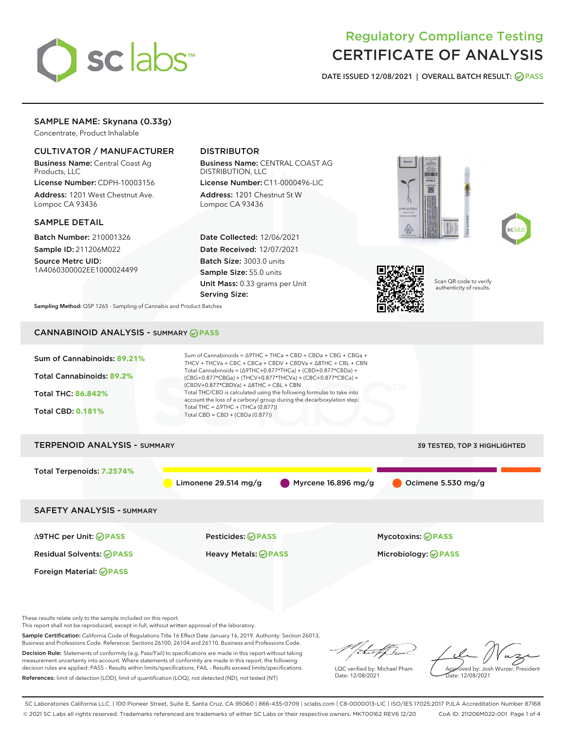# Regulatory Compliance Testing
# CERTIFICATE OF ANALYSIS

DATE ISSUED 12/08/2021 | OVERALL BATCH RESULT: PASS

## SAMPLE NAME: Skynana (0.33g)

Concentrate, Product Inhalable

### CULTIVATOR / MANUFACTURER

**Business Name:** Central Coast Ag Products, LLC

**License Number:** CDPH-10003156

**Address:** 1201 West Chestnut Ave. Lompoc CA 93436

### DISTRIBUTOR

**Business Name:** CENTRAL COAST AG DISTRIBUTION, LLC

**License Number:** C11-0000496-LIC

**Address:** 1201 Chestnut St W Lompoc CA 93436

### SAMPLE DETAIL

**Batch Number:** 210001326

**Sample ID:** 211206M022

**Source Metrc UID:** 1A4060300002EE1000024499

**Date Collected:** 12/06/2021

**Date Received:** 12/07/2021

**Batch Size:** 3003.0 units

**Sample Size:** 55.0 units

**Unit Mass:** 0.33 grams per Unit

**Serving Size:**

Scan QR code to verify authenticity of results.

**Sampling Method:** QSP 1265 - Sampling of Cannabis and Product Batches

## CANNABINOID ANALYSIS - SUMMARY PASS

Sum of Cannabinoids: **89.21%**

Total Cannabinoids: **89.2%**

Total THC: **86.842%**

Total CBD: **0.181%**

Sum of Cannabinoids = Δ9THC + THCa + CBD + CBDa + CBG + CBGa + THCV + THCVa + CBC + CBCa + CBDV + CBDVa + Δ8THC + CBL + CBN

Total Cannabinoids = (Δ9THC+0.877*THCa) + (CBD+0.877*CBDa) + (CBG+0.877*CBGa) + (THCV+0.877*THCVa) + (CBC+0.877*CBCa) + (CBDV+0.877*CBDVa) + Δ8THC + CBL + CBN

Total THC/CBD is calculated using the following formulas to take into account the loss of a carboxyl group during the decarboxylation step:

Total THC = Δ9THC + (THCa (0.877))

Total CBD = CBD + (CBDa (0.877))

## TERPENOID ANALYSIS - SUMMARY

39 TESTED, TOP 3 HIGHLIGHTED

Total Terpenoids: **7.2574%**

Limonene 29.514 mg/g

Myrcene 16.896 mg/g

Ocimene 5.530 mg/g

## SAFETY ANALYSIS - SUMMARY

Δ9THC per Unit: PASS

Pesticides: PASS

Mycotoxins: PASS

Residual Solvents: PASS

Heavy Metals: PASS

Microbiology: PASS

Foreign Material: PASS

These results relate only to the sample included on this report.
This report shall not be reproduced, except in full, without written approval of the laboratory.

**Sample Certification:** California Code of Regulations Title 16 Effect Date January 16, 2019. Authority: Section 26013, Business and Professions Code. Reference: Sections 26100, 26104 and 26110, Business and Professions Code.

**Decision Rule:** Statements of conformity (e.g. Pass/Fail) to specifications are made in this report without taking measurement uncertainty into account. Where statements of conformity are made in this report, the following decision rules are applied: PASS - Results within limits/specifications, FAIL - Results exceed limits/specifications.

**References:** limit of detection (LOD), limit of quantification (LOQ), not detected (ND), not tested (NT)

LQC verified by: Michael Pham
Date: 12/08/2021

Approved by: Josh Wurzer, President
Date: 12/08/2021

SC Laboratories California LLC. | 100 Pioneer Street, Suite E, Santa Cruz, CA 95060 | 866-435-0709 | sclabs.com | C8-0000013-LIC | ISO/IES 17025:2017 PJLA Accreditation Number 87168
© 2021 SC Labs all rights reserved. Trademarks referenced are trademarks of either SC Labs or their respective owners. MKT00162 REV6 12/20 CoA ID: 211206M022-001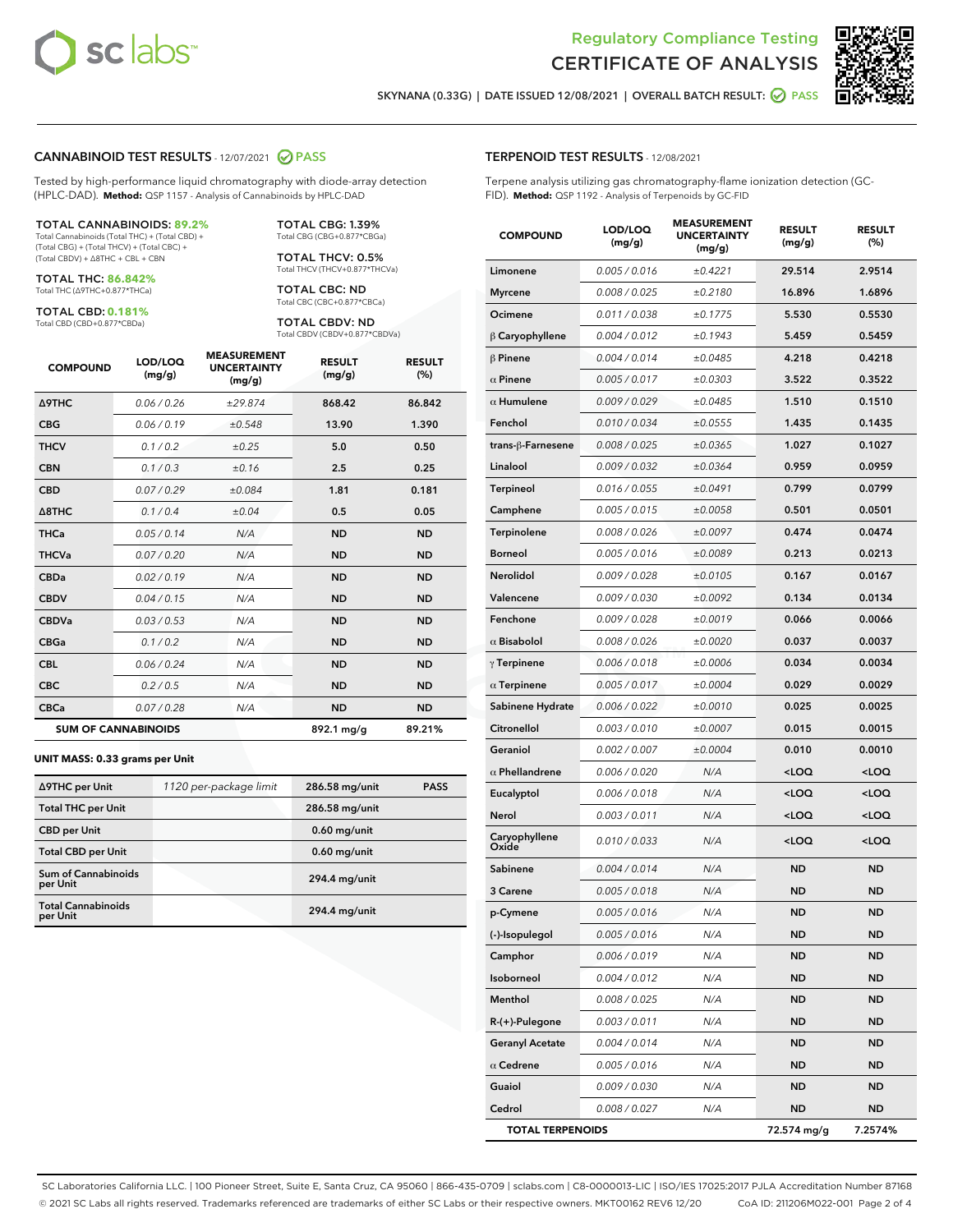# Regulatory Compliance Testing
# CERTIFICATE OF ANALYSIS

SKYNANA (0.33G) | DATE ISSUED 12/08/2021 | OVERALL BATCH RESULT: PASS

## CANNABINOID TEST RESULTS - 12/07/2021 PASS

Tested by high-performance liquid chromatography with diode-array detection (HPLC-DAD). **Method:** QSP 1157 - Analysis of Cannabinoids by HPLC-DAD

**TOTAL CANNABINOIDS: 89.2%**
Total Cannabinoids (Total THC) + (Total CBD) + (Total CBG) + (Total THCV) + (Total CBC) + (Total CBDV) + Δ8THC + CBL + CBN

**TOTAL THC: 86.842%**
Total THC (Δ9THC+0.877*THCa)

**TOTAL CBD: 0.181%**
Total CBD (CBD+0.877*CBDa)

**TOTAL CBG: 1.39%**
Total CBG (CBG+0.877*CBGa)

**TOTAL THCV: 0.5%**
Total THCV (THCV+0.877*THCVa)

**TOTAL CBC: ND**
Total CBC (CBC+0.877*CBCa)

**TOTAL CBDV: ND**
Total CBDV (CBDV+0.877*CBDVa)

| COMPOUND | LOD/LOQ (mg/g) | MEASUREMENT UNCERTAINTY (mg/g) | RESULT (mg/g) | RESULT (%) |
|---|---|---|---|---|
| Δ9THC | 0.06 / 0.26 | ±29.874 | 868.42 | 86.842 |
| CBG | 0.06 / 0.19 | ±0.548 | 13.90 | 1.390 |
| THCV | 0.1 / 0.2 | ±0.25 | 5.0 | 0.50 |
| CBN | 0.1 / 0.3 | ±0.16 | 2.5 | 0.25 |
| CBD | 0.07 / 0.29 | ±0.084 | 1.81 | 0.181 |
| Δ8THC | 0.1 / 0.4 | ±0.04 | 0.5 | 0.05 |
| THCa | 0.05 / 0.14 | N/A | ND | ND |
| THCVa | 0.07 / 0.20 | N/A | ND | ND |
| CBDa | 0.02 / 0.19 | N/A | ND | ND |
| CBDV | 0.04 / 0.15 | N/A | ND | ND |
| CBDVa | 0.03 / 0.53 | N/A | ND | ND |
| CBGa | 0.1 / 0.2 | N/A | ND | ND |
| CBL | 0.06 / 0.24 | N/A | ND | ND |
| CBC | 0.2 / 0.5 | N/A | ND | ND |
| CBCa | 0.07 / 0.28 | N/A | ND | ND |
| **SUM OF CANNABINOIDS** | | | 892.1 mg/g | 89.21% |

**UNIT MASS: 0.33 grams per Unit**

| | | | |
|---|---|---|---|
| Δ9THC per Unit | 1120 per-package limit | 286.58 mg/unit | PASS |
| Total THC per Unit | | 286.58 mg/unit | |
| CBD per Unit | | 0.60 mg/unit | |
| Total CBD per Unit | | 0.60 mg/unit | |
| Sum of Cannabinoids per Unit | | 294.4 mg/unit | |
| Total Cannabinoids per Unit | | 294.4 mg/unit | |

## TERPENOID TEST RESULTS - 12/08/2021

Terpene analysis utilizing gas chromatography-flame ionization detection (GC-FID). **Method:** QSP 1192 - Analysis of Terpenoids by GC-FID

| COMPOUND | LOD/LOQ (mg/g) | MEASUREMENT UNCERTAINTY (mg/g) | RESULT (mg/g) | RESULT (%) |
|---|---|---|---|---|
| Limonene | 0.005 / 0.016 | ±0.4221 | 29.514 | 2.9514 |
| Myrcene | 0.008 / 0.025 | ±0.2180 | 16.896 | 1.6896 |
| Ocimene | 0.011 / 0.038 | ±0.1775 | 5.530 | 0.5530 |
| β Caryophyllene | 0.004 / 0.012 | ±0.1943 | 5.459 | 0.5459 |
| β Pinene | 0.004 / 0.014 | ±0.0485 | 4.218 | 0.4218 |
| α Pinene | 0.005 / 0.017 | ±0.0303 | 3.522 | 0.3522 |
| α Humulene | 0.009 / 0.029 | ±0.0485 | 1.510 | 0.1510 |
| Fenchol | 0.010 / 0.034 | ±0.0555 | 1.435 | 0.1435 |
| trans-β-Farnesene | 0.008 / 0.025 | ±0.0365 | 1.027 | 0.1027 |
| Linalool | 0.009 / 0.032 | ±0.0364 | 0.959 | 0.0959 |
| Terpineol | 0.016 / 0.055 | ±0.0491 | 0.799 | 0.0799 |
| Camphene | 0.005 / 0.015 | ±0.0058 | 0.501 | 0.0501 |
| Terpinolene | 0.008 / 0.026 | ±0.0097 | 0.474 | 0.0474 |
| Borneol | 0.005 / 0.016 | ±0.0089 | 0.213 | 0.0213 |
| Nerolidol | 0.009 / 0.028 | ±0.0105 | 0.167 | 0.0167 |
| Valencene | 0.009 / 0.030 | ±0.0092 | 0.134 | 0.0134 |
| Fenchone | 0.009 / 0.028 | ±0.0019 | 0.066 | 0.0066 |
| α Bisabolol | 0.008 / 0.026 | ±0.0020 | 0.037 | 0.0037 |
| γ Terpinene | 0.006 / 0.018 | ±0.0006 | 0.034 | 0.0034 |
| α Terpinene | 0.005 / 0.017 | ±0.0004 | 0.029 | 0.0029 |
| Sabinene Hydrate | 0.006 / 0.022 | ±0.0010 | 0.025 | 0.0025 |
| Citronellol | 0.003 / 0.010 | ±0.0007 | 0.015 | 0.0015 |
| Geraniol | 0.002 / 0.007 | ±0.0004 | 0.010 | 0.0010 |
| α Phellandrene | 0.006 / 0.020 | N/A | <LOQ | <LOQ |
| Eucalyptol | 0.006 / 0.018 | N/A | <LOQ | <LOQ |
| Nerol | 0.003 / 0.011 | N/A | <LOQ | <LOQ |
| Caryophyllene Oxide | 0.010 / 0.033 | N/A | <LOQ | <LOQ |
| Sabinene | 0.004 / 0.014 | N/A | ND | ND |
| 3 Carene | 0.005 / 0.018 | N/A | ND | ND |
| p-Cymene | 0.005 / 0.016 | N/A | ND | ND |
| (-)-Isopulegol | 0.005 / 0.016 | N/A | ND | ND |
| Camphor | 0.006 / 0.019 | N/A | ND | ND |
| Isoborneol | 0.004 / 0.012 | N/A | ND | ND |
| Menthol | 0.008 / 0.025 | N/A | ND | ND |
| R-(+)-Pulegone | 0.003 / 0.011 | N/A | ND | ND |
| Geranyl Acetate | 0.004 / 0.014 | N/A | ND | ND |
| α Cedrene | 0.005 / 0.016 | N/A | ND | ND |
| Guaiol | 0.009 / 0.030 | N/A | ND | ND |
| Cedrol | 0.008 / 0.027 | N/A | ND | ND |
| **TOTAL TERPENOIDS** | | | 72.574 mg/g | 7.2574% |

SC Laboratories California LLC. | 100 Pioneer Street, Suite E, Santa Cruz, CA 95060 | 866-435-0709 | sclabs.com | C8-0000013-LIC | ISO/IES 17025:2017 PJLA Accreditation Number 87168
© 2021 SC Labs all rights reserved. Trademarks referenced are trademarks of either SC Labs or their respective owners. MKT00162 REV6 12/20 CoA ID: 211206M022-001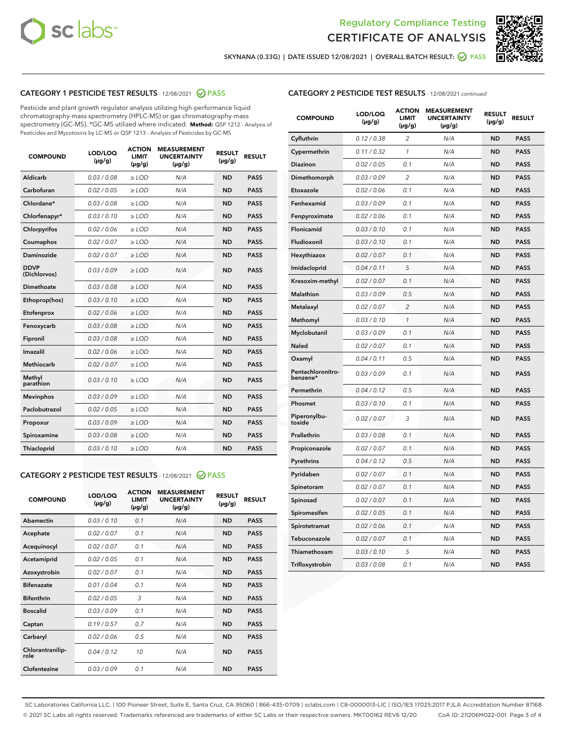Regulatory Compliance Testing
CERTIFICATE OF ANALYSIS

SKYNANA (0.33G) | DATE ISSUED 12/08/2021 | OVERALL BATCH RESULT: PASS

## CATEGORY 1 PESTICIDE TEST RESULTS - 12/08/2021 PASS

Pesticide and plant growth regulator analysis utilizing high-performance liquid chromatography-mass spectrometry (HPLC-MS) or gas chromatography-mass spectrometry (GC-MS). *GC-MS utilized where indicated. **Method:** QSP 1212 - Analysis of Pesticides and Mycotoxins by LC-MS or QSP 1213 - Analysis of Pesticides by GC-MS

| COMPOUND | LOD/LOQ (µg/g) | ACTION LIMIT (µg/g) | MEASUREMENT UNCERTAINTY (µg/g) | RESULT (µg/g) | RESULT |
|---|---|---|---|---|---|
| Aldicarb | 0.03 / 0.08 | ≥ LOD | N/A | ND | PASS |
| Carbofuran | 0.02 / 0.05 | ≥ LOD | N/A | ND | PASS |
| Chlordane* | 0.03 / 0.08 | ≥ LOD | N/A | ND | PASS |
| Chlorfenapyr* | 0.03 / 0.10 | ≥ LOD | N/A | ND | PASS |
| Chlorpyrifos | 0.02 / 0.06 | ≥ LOD | N/A | ND | PASS |
| Coumaphos | 0.02 / 0.07 | ≥ LOD | N/A | ND | PASS |
| Daminozide | 0.02 / 0.07 | ≥ LOD | N/A | ND | PASS |
| DDVP (Dichlorvos) | 0.03 / 0.09 | ≥ LOD | N/A | ND | PASS |
| Dimethoate | 0.03 / 0.08 | ≥ LOD | N/A | ND | PASS |
| Ethoprop(hos) | 0.03 / 0.10 | ≥ LOD | N/A | ND | PASS |
| Etofenprox | 0.02 / 0.06 | ≥ LOD | N/A | ND | PASS |
| Fenoxycarb | 0.03 / 0.08 | ≥ LOD | N/A | ND | PASS |
| Fipronil | 0.03 / 0.08 | ≥ LOD | N/A | ND | PASS |
| Imazalil | 0.02 / 0.06 | ≥ LOD | N/A | ND | PASS |
| Methiocarb | 0.02 / 0.07 | ≥ LOD | N/A | ND | PASS |
| Methyl parathion | 0.03 / 0.10 | ≥ LOD | N/A | ND | PASS |
| Mevinphos | 0.03 / 0.09 | ≥ LOD | N/A | ND | PASS |
| Paclobutrazol | 0.02 / 0.05 | ≥ LOD | N/A | ND | PASS |
| Propoxur | 0.03 / 0.09 | ≥ LOD | N/A | ND | PASS |
| Spiroxamine | 0.03 / 0.08 | ≥ LOD | N/A | ND | PASS |
| Thiacloprid | 0.03 / 0.10 | ≥ LOD | N/A | ND | PASS |

## CATEGORY 2 PESTICIDE TEST RESULTS - 12/08/2021 PASS

| COMPOUND | LOD/LOQ (µg/g) | ACTION LIMIT (µg/g) | MEASUREMENT UNCERTAINTY (µg/g) | RESULT (µg/g) | RESULT |
|---|---|---|---|---|---|
| Abamectin | 0.03 / 0.10 | 0.1 | N/A | ND | PASS |
| Acephate | 0.02 / 0.07 | 0.1 | N/A | ND | PASS |
| Acequinocyl | 0.02 / 0.07 | 0.1 | N/A | ND | PASS |
| Acetamiprid | 0.02 / 0.05 | 0.1 | N/A | ND | PASS |
| Azoxystrobin | 0.02 / 0.07 | 0.1 | N/A | ND | PASS |
| Bifenazate | 0.01 / 0.04 | 0.1 | N/A | ND | PASS |
| Bifenthrin | 0.02 / 0.05 | 3 | N/A | ND | PASS |
| Boscalid | 0.03 / 0.09 | 0.1 | N/A | ND | PASS |
| Captan | 0.19 / 0.57 | 0.7 | N/A | ND | PASS |
| Carbaryl | 0.02 / 0.06 | 0.5 | N/A | ND | PASS |
| Chlorantraniliprole | 0.04 / 0.12 | 10 | N/A | ND | PASS |
| Clofentezine | 0.03 / 0.09 | 0.1 | N/A | ND | PASS |
| Cyfluthrin | 0.12 / 0.38 | 2 | N/A | ND | PASS |
| Cypermethrin | 0.11 / 0.32 | 1 | N/A | ND | PASS |
| Diazinon | 0.02 / 0.05 | 0.1 | N/A | ND | PASS |
| Dimethomorph | 0.03 / 0.09 | 2 | N/A | ND | PASS |
| Etoxazole | 0.02 / 0.06 | 0.1 | N/A | ND | PASS |
| Fenhexamid | 0.03 / 0.09 | 0.1 | N/A | ND | PASS |
| Fenpyroximate | 0.02 / 0.06 | 0.1 | N/A | ND | PASS |
| Flonicamid | 0.03 / 0.10 | 0.1 | N/A | ND | PASS |
| Fludioxonil | 0.03 / 0.10 | 0.1 | N/A | ND | PASS |
| Hexythiazox | 0.02 / 0.07 | 0.1 | N/A | ND | PASS |
| Imidacloprid | 0.04 / 0.11 | 5 | N/A | ND | PASS |
| Kresoxim-methyl | 0.02 / 0.07 | 0.1 | N/A | ND | PASS |
| Malathion | 0.03 / 0.09 | 0.5 | N/A | ND | PASS |
| Metalaxyl | 0.02 / 0.07 | 2 | N/A | ND | PASS |
| Methomyl | 0.03 / 0.10 | 1 | N/A | ND | PASS |
| Myclobutanil | 0.03 / 0.09 | 0.1 | N/A | ND | PASS |
| Naled | 0.02 / 0.07 | 0.1 | N/A | ND | PASS |
| Oxamyl | 0.04 / 0.11 | 0.5 | N/A | ND | PASS |
| Pentachloronitrobenzene* | 0.03 / 0.09 | 0.1 | N/A | ND | PASS |
| Permethrin | 0.04 / 0.12 | 0.5 | N/A | ND | PASS |
| Phosmet | 0.03 / 0.10 | 0.1 | N/A | ND | PASS |
| Piperonylbutoxide | 0.02 / 0.07 | 3 | N/A | ND | PASS |
| Prallethrin | 0.03 / 0.08 | 0.1 | N/A | ND | PASS |
| Propiconazole | 0.02 / 0.07 | 0.1 | N/A | ND | PASS |
| Pyrethrins | 0.04 / 0.12 | 0.5 | N/A | ND | PASS |
| Pyridaben | 0.02 / 0.07 | 0.1 | N/A | ND | PASS |
| Spinetoram | 0.02 / 0.07 | 0.1 | N/A | ND | PASS |
| Spinosad | 0.02 / 0.07 | 0.1 | N/A | ND | PASS |
| Spiromesifen | 0.02 / 0.05 | 0.1 | N/A | ND | PASS |
| Spirotetramat | 0.02 / 0.06 | 0.1 | N/A | ND | PASS |
| Tebuconazole | 0.02 / 0.07 | 0.1 | N/A | ND | PASS |
| Thiamethoxam | 0.03 / 0.10 | 5 | N/A | ND | PASS |
| Trifloxystrobin | 0.03 / 0.08 | 0.1 | N/A | ND | PASS |

SC Laboratories California LLC. | 100 Pioneer Street, Suite E, Santa Cruz, CA 95060 | 866-435-0709 | sclabs.com | C8-0000013-LIC | ISO/IES 17025:2017 PJLA Accreditation Number 87168
© 2021 SC Labs all rights reserved. Trademarks referenced are trademarks of either SC Labs or their respective owners. MKT00162 REV6 12/20 CoA ID: 211206M022-001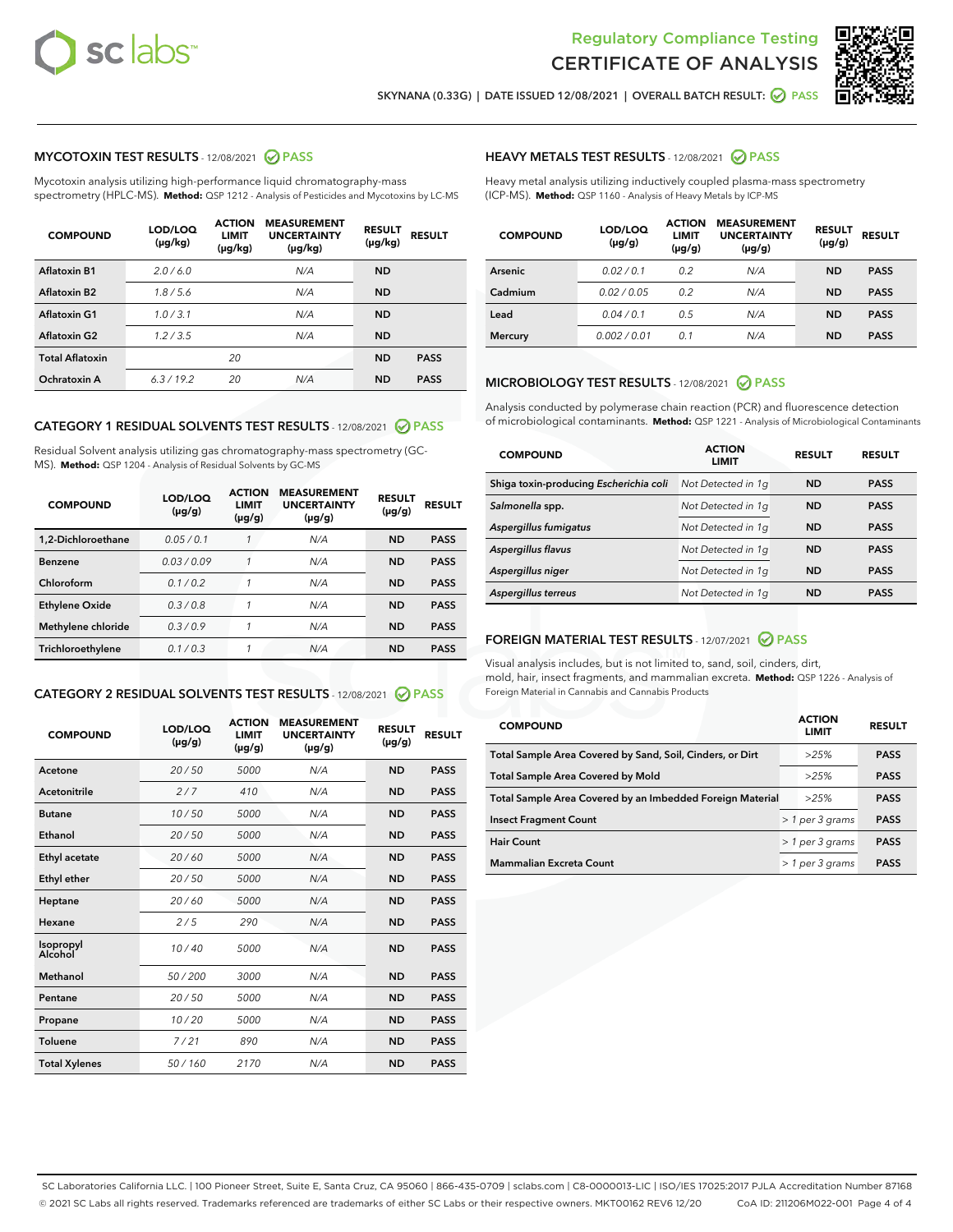Regulatory Compliance Testing
CERTIFICATE OF ANALYSIS

SKYNANA (0.33G) | DATE ISSUED 12/08/2021 | OVERALL BATCH RESULT: PASS

## MYCOTOXIN TEST RESULTS - 12/08/2021 PASS

Mycotoxin analysis utilizing high-performance liquid chromatography-mass spectrometry (HPLC-MS). **Method:** QSP 1212 - Analysis of Pesticides and Mycotoxins by LC-MS

| COMPOUND | LOD/LOQ (µg/kg) | ACTION LIMIT (µg/kg) | MEASUREMENT UNCERTAINTY (µg/kg) | RESULT (µg/kg) | RESULT |
|---|---|---|---|---|---|
| Aflatoxin B1 | 2.0 / 6.0 | | N/A | ND | |
| Aflatoxin B2 | 1.8 / 5.6 | | N/A | ND | |
| Aflatoxin G1 | 1.0 / 3.1 | | N/A | ND | |
| Aflatoxin G2 | 1.2 / 3.5 | | N/A | ND | |
| Total Aflatoxin | | 20 | | ND | PASS |
| Ochratoxin A | 6.3 / 19.2 | 20 | N/A | ND | PASS |

## CATEGORY 1 RESIDUAL SOLVENTS TEST RESULTS - 12/08/2021 PASS

Residual Solvent analysis utilizing gas chromatography-mass spectrometry (GC-MS). **Method:** QSP 1204 - Analysis of Residual Solvents by GC-MS

| COMPOUND | LOD/LOQ (µg/g) | ACTION LIMIT (µg/g) | MEASUREMENT UNCERTAINTY (µg/g) | RESULT (µg/g) | RESULT |
|---|---|---|---|---|---|
| 1,2-Dichloroethane | 0.05 / 0.1 | 1 | N/A | ND | PASS |
| Benzene | 0.03 / 0.09 | 1 | N/A | ND | PASS |
| Chloroform | 0.1 / 0.2 | 1 | N/A | ND | PASS |
| Ethylene Oxide | 0.3 / 0.8 | 1 | N/A | ND | PASS |
| Methylene chloride | 0.3 / 0.9 | 1 | N/A | ND | PASS |
| Trichloroethylene | 0.1 / 0.3 | 1 | N/A | ND | PASS |

## CATEGORY 2 RESIDUAL SOLVENTS TEST RESULTS - 12/08/2021 PASS

| COMPOUND | LOD/LOQ (µg/g) | ACTION LIMIT (µg/g) | MEASUREMENT UNCERTAINTY (µg/g) | RESULT (µg/g) | RESULT |
|---|---|---|---|---|---|
| Acetone | 20 / 50 | 5000 | N/A | ND | PASS |
| Acetonitrile | 2 / 7 | 410 | N/A | ND | PASS |
| Butane | 10 / 50 | 5000 | N/A | ND | PASS |
| Ethanol | 20 / 50 | 5000 | N/A | ND | PASS |
| Ethyl acetate | 20 / 60 | 5000 | N/A | ND | PASS |
| Ethyl ether | 20 / 50 | 5000 | N/A | ND | PASS |
| Heptane | 20 / 60 | 5000 | N/A | ND | PASS |
| Hexane | 2 / 5 | 290 | N/A | ND | PASS |
| Isopropyl Alcohol | 10 / 40 | 5000 | N/A | ND | PASS |
| Methanol | 50 / 200 | 3000 | N/A | ND | PASS |
| Pentane | 20 / 50 | 5000 | N/A | ND | PASS |
| Propane | 10 / 20 | 5000 | N/A | ND | PASS |
| Toluene | 7 / 21 | 890 | N/A | ND | PASS |
| Total Xylenes | 50 / 160 | 2170 | N/A | ND | PASS |

## HEAVY METALS TEST RESULTS - 12/08/2021 PASS

Heavy metal analysis utilizing inductively coupled plasma-mass spectrometry (ICP-MS). **Method:** QSP 1160 - Analysis of Heavy Metals by ICP-MS

| COMPOUND | LOD/LOQ (µg/g) | ACTION LIMIT (µg/g) | MEASUREMENT UNCERTAINTY (µg/g) | RESULT (µg/g) | RESULT |
|---|---|---|---|---|---|
| Arsenic | 0.02 / 0.1 | 0.2 | N/A | ND | PASS |
| Cadmium | 0.02 / 0.05 | 0.2 | N/A | ND | PASS |
| Lead | 0.04 / 0.1 | 0.5 | N/A | ND | PASS |
| Mercury | 0.002 / 0.01 | 0.1 | N/A | ND | PASS |

## MICROBIOLOGY TEST RESULTS - 12/08/2021 PASS

Analysis conducted by polymerase chain reaction (PCR) and fluorescence detection of microbiological contaminants. **Method:** QSP 1221 - Analysis of Microbiological Contaminants

| COMPOUND | ACTION LIMIT | RESULT | RESULT |
|---|---|---|---|
| Shiga toxin-producing *Escherichia coli* | Not Detected in 1g | ND | PASS |
| *Salmonella* spp. | Not Detected in 1g | ND | PASS |
| *Aspergillus fumigatus* | Not Detected in 1g | ND | PASS |
| *Aspergillus flavus* | Not Detected in 1g | ND | PASS |
| *Aspergillus niger* | Not Detected in 1g | ND | PASS |
| *Aspergillus terreus* | Not Detected in 1g | ND | PASS |

## FOREIGN MATERIAL TEST RESULTS - 12/07/2021 PASS

Visual analysis includes, but is not limited to, sand, soil, cinders, dirt, mold, hair, insect fragments, and mammalian excreta. **Method:** QSP 1226 - Analysis of Foreign Material in Cannabis and Cannabis Products

| COMPOUND | ACTION LIMIT | RESULT |
|---|---|---|
| Total Sample Area Covered by Sand, Soil, Cinders, or Dirt | >25% | PASS |
| Total Sample Area Covered by Mold | >25% | PASS |
| Total Sample Area Covered by an Imbedded Foreign Material | >25% | PASS |
| Insect Fragment Count | > 1 per 3 grams | PASS |
| Hair Count | > 1 per 3 grams | PASS |
| Mammalian Excreta Count | > 1 per 3 grams | PASS |

SC Laboratories California LLC. | 100 Pioneer Street, Suite E, Santa Cruz, CA 95060 | 866-435-0709 | sclabs.com | C8-0000013-LIC | ISO/IES 17025:2017 PJLA Accreditation Number 87168
© 2021 SC Labs all rights reserved. Trademarks referenced are trademarks of either SC Labs or their respective owners. MKT00162 REV6 12/20 CoA ID: 211206M022-001